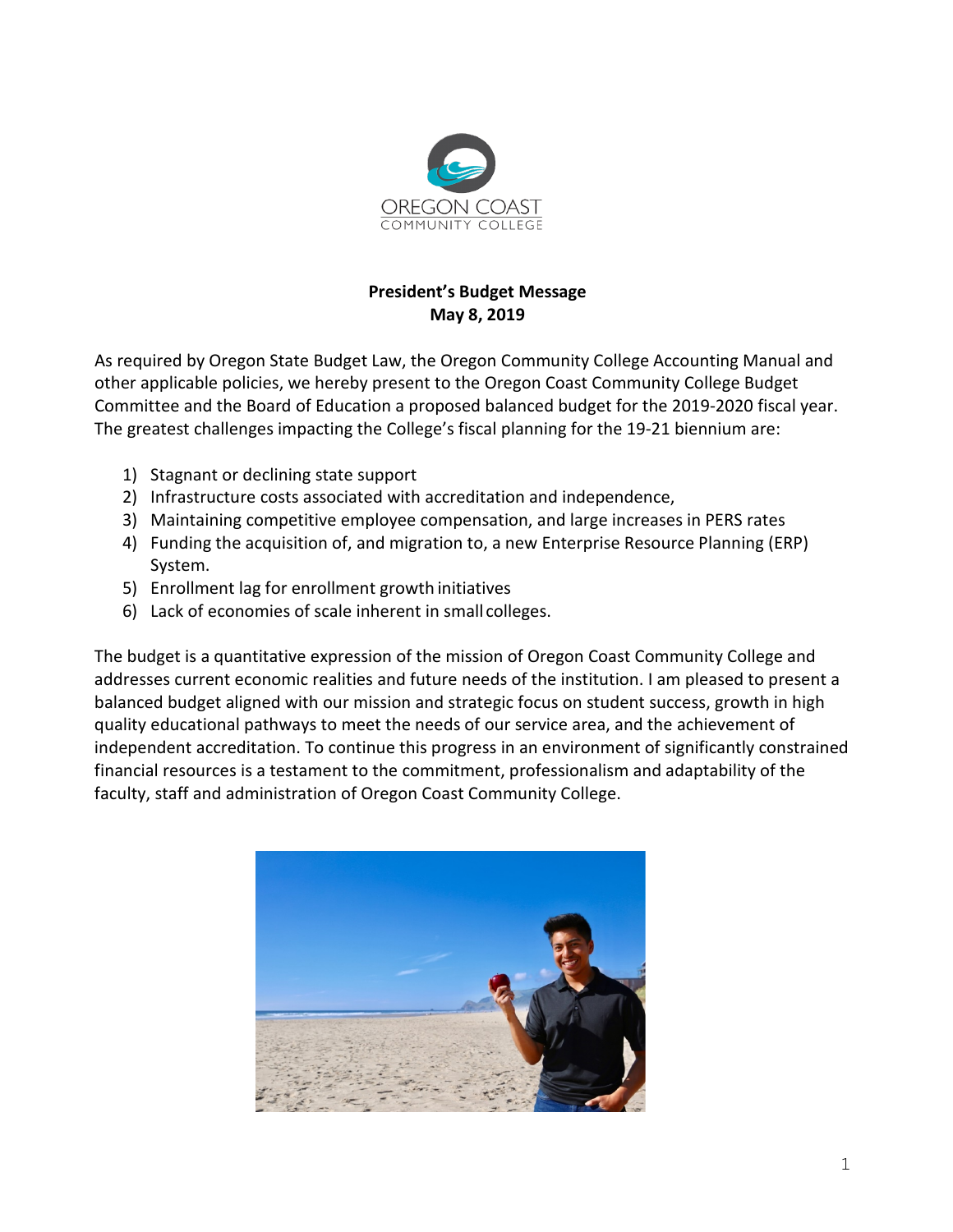OREGON COAST
COMMUNITY COLLEGE

**President's Budget Message**
**May 8, 2019**

As required by Oregon State Budget Law, the Oregon Community College Accounting Manual and other applicable policies, we hereby present to the Oregon Coast Community College Budget Committee and the Board of Education a proposed balanced budget for the 2019-2020 fiscal year. The greatest challenges impacting the College's fiscal planning for the 19-21 biennium are:

1) Stagnant or declining state support
2) Infrastructure costs associated with accreditation and independence,
3) Maintaining competitive employee compensation, and large increases in PERS rates
4) Funding the acquisition of, and migration to, a new Enterprise Resource Planning (ERP) System.
5) Enrollment lag for enrollment growth initiatives
6) Lack of economies of scale inherent in small colleges.

The budget is a quantitative expression of the mission of Oregon Coast Community College and addresses current economic realities and future needs of the institution. I am pleased to present a balanced budget aligned with our mission and strategic focus on student success, growth in high quality educational pathways to meet the needs of our service area, and the achievement of independent accreditation. To continue this progress in an environment of significantly constrained financial resources is a testament to the commitment, professionalism and adaptability of the faculty, staff and administration of Oregon Coast Community College.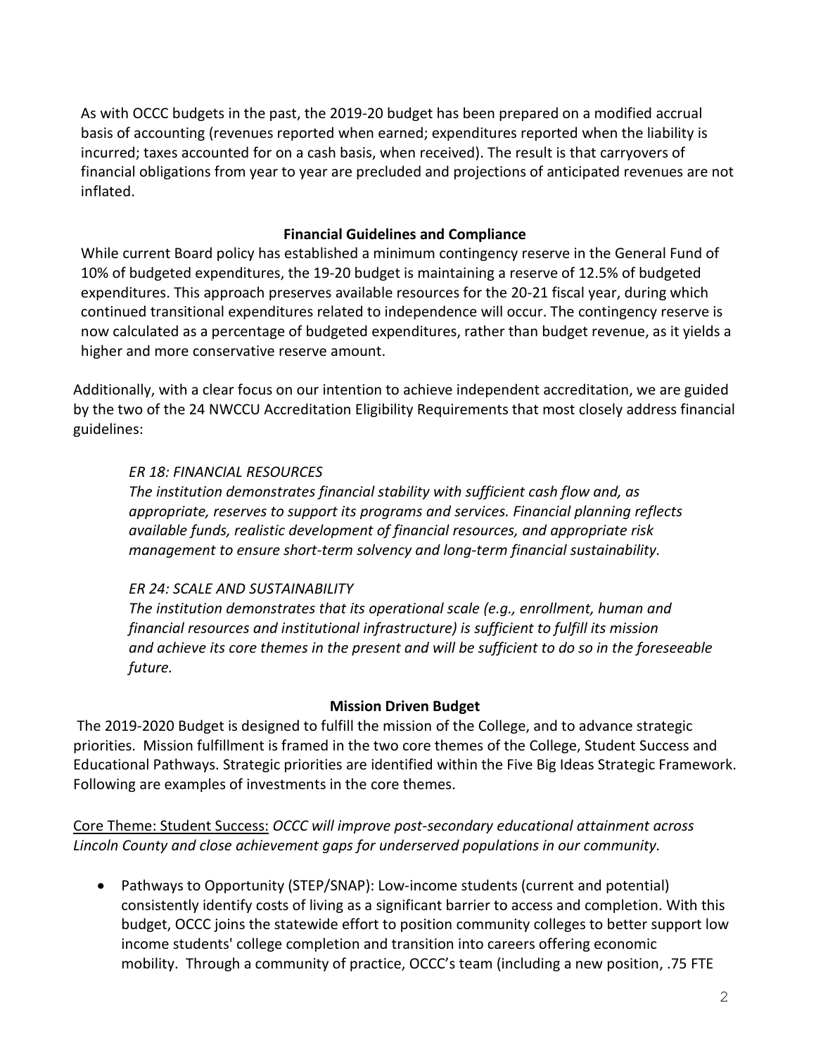As with OCCC budgets in the past, the 2019-20 budget has been prepared on a modified accrual basis of accounting (revenues reported when earned; expenditures reported when the liability is incurred; taxes accounted for on a cash basis, when received). The result is that carryovers of financial obligations from year to year are precluded and projections of anticipated revenues are not inflated.

## Financial Guidelines and Compliance

While current Board policy has established a minimum contingency reserve in the General Fund of 10% of budgeted expenditures, the 19-20 budget is maintaining a reserve of 12.5% of budgeted expenditures. This approach preserves available resources for the 20-21 fiscal year, during which continued transitional expenditures related to independence will occur. The contingency reserve is now calculated as a percentage of budgeted expenditures, rather than budget revenue, as it yields a higher and more conservative reserve amount.

Additionally, with a clear focus on our intention to achieve independent accreditation, we are guided by the two of the 24 NWCCU Accreditation Eligibility Requirements that most closely address financial guidelines:

> *ER 18: FINANCIAL RESOURCES*
> *The institution demonstrates financial stability with sufficient cash flow and, as appropriate, reserves to support its programs and services. Financial planning reflects available funds, realistic development of financial resources, and appropriate risk management to ensure short-term solvency and long-term financial sustainability.*
>
> *ER 24: SCALE AND SUSTAINABILITY*
> *The institution demonstrates that its operational scale (e.g., enrollment, human and financial resources and institutional infrastructure) is sufficient to fulfill its mission and achieve its core themes in the present and will be sufficient to do so in the foreseeable future.*

## Mission Driven Budget

The 2019-2020 Budget is designed to fulfill the mission of the College, and to advance strategic priorities. Mission fulfillment is framed in the two core themes of the College, Student Success and Educational Pathways. Strategic priorities are identified within the Five Big Ideas Strategic Framework. Following are examples of investments in the core themes.

<u>Core Theme: Student Success:</u> *OCCC will improve post-secondary educational attainment across Lincoln County and close achievement gaps for underserved populations in our community.*

- Pathways to Opportunity (STEP/SNAP): Low-income students (current and potential) consistently identify costs of living as a significant barrier to access and completion. With this budget, OCCC joins the statewide effort to position community colleges to better support low income students' college completion and transition into careers offering economic mobility. Through a community of practice, OCCC's team (including a new position, .75 FTE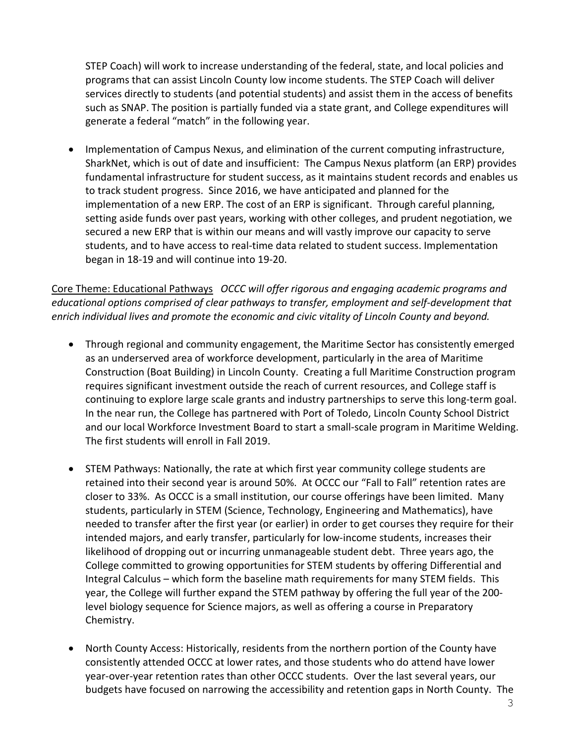STEP Coach) will work to increase understanding of the federal, state, and local policies and programs that can assist Lincoln County low income students. The STEP Coach will deliver services directly to students (and potential students) and assist them in the access of benefits such as SNAP. The position is partially funded via a state grant, and College expenditures will generate a federal "match" in the following year.

- Implementation of Campus Nexus, and elimination of the current computing infrastructure, SharkNet, which is out of date and insufficient: The Campus Nexus platform (an ERP) provides fundamental infrastructure for student success, as it maintains student records and enables us to track student progress. Since 2016, we have anticipated and planned for the implementation of a new ERP. The cost of an ERP is significant. Through careful planning, setting aside funds over past years, working with other colleges, and prudent negotiation, we secured a new ERP that is within our means and will vastly improve our capacity to serve students, and to have access to real-time data related to student success. Implementation began in 18-19 and will continue into 19-20.

<u>Core Theme: Educational Pathways</u> *OCCC will offer rigorous and engaging academic programs and educational options comprised of clear pathways to transfer, employment and self-development that enrich individual lives and promote the economic and civic vitality of Lincoln County and beyond.*

- Through regional and community engagement, the Maritime Sector has consistently emerged as an underserved area of workforce development, particularly in the area of Maritime Construction (Boat Building) in Lincoln County. Creating a full Maritime Construction program requires significant investment outside the reach of current resources, and College staff is continuing to explore large scale grants and industry partnerships to serve this long-term goal. In the near run, the College has partnered with Port of Toledo, Lincoln County School District and our local Workforce Investment Board to start a small-scale program in Maritime Welding. The first students will enroll in Fall 2019.

- STEM Pathways: Nationally, the rate at which first year community college students are retained into their second year is around 50%. At OCCC our "Fall to Fall" retention rates are closer to 33%. As OCCC is a small institution, our course offerings have been limited. Many students, particularly in STEM (Science, Technology, Engineering and Mathematics), have needed to transfer after the first year (or earlier) in order to get courses they require for their intended majors, and early transfer, particularly for low-income students, increases their likelihood of dropping out or incurring unmanageable student debt. Three years ago, the College committed to growing opportunities for STEM students by offering Differential and Integral Calculus – which form the baseline math requirements for many STEM fields. This year, the College will further expand the STEM pathway by offering the full year of the 200-level biology sequence for Science majors, as well as offering a course in Preparatory Chemistry.

- North County Access: Historically, residents from the northern portion of the County have consistently attended OCCC at lower rates, and those students who do attend have lower year-over-year retention rates than other OCCC students. Over the last several years, our budgets have focused on narrowing the accessibility and retention gaps in North County. The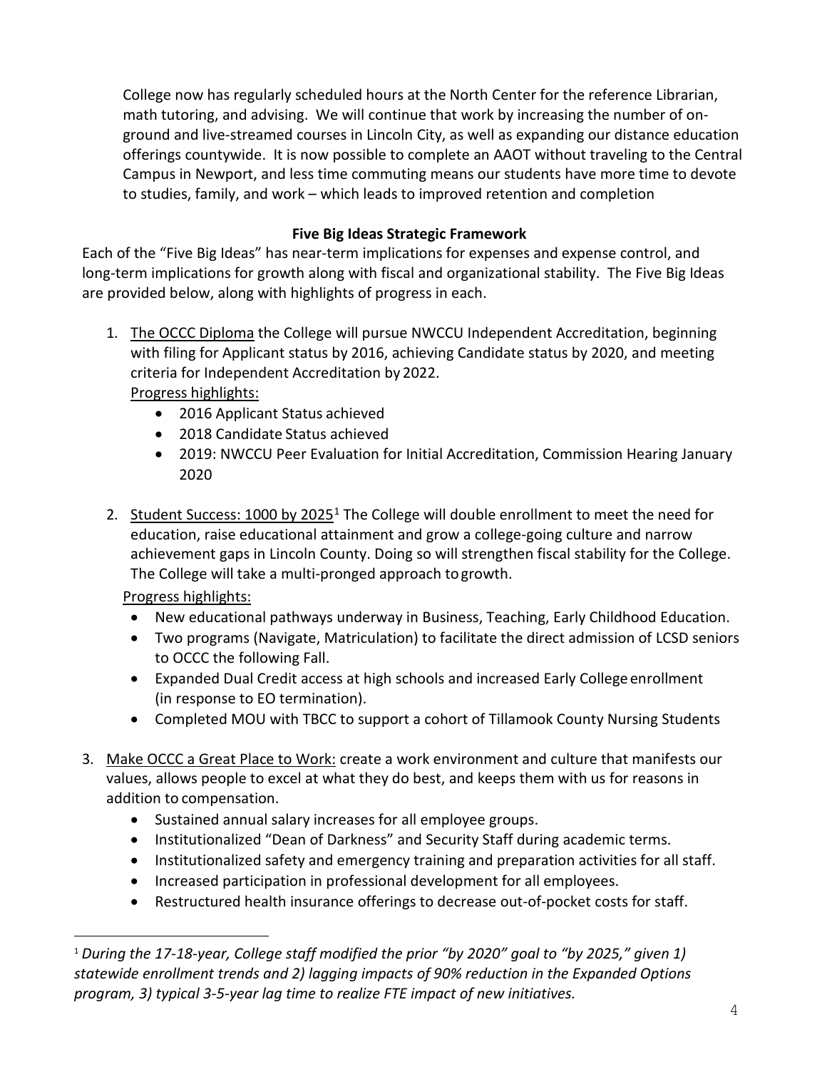College now has regularly scheduled hours at the North Center for the reference Librarian, math tutoring, and advising. We will continue that work by increasing the number of on-ground and live-streamed courses in Lincoln City, as well as expanding our distance education offerings countywide. It is now possible to complete an AAOT without traveling to the Central Campus in Newport, and less time commuting means our students have more time to devote to studies, family, and work – which leads to improved retention and completion

**Five Big Ideas Strategic Framework**

Each of the "Five Big Ideas" has near-term implications for expenses and expense control, and long-term implications for growth along with fiscal and organizational stability. The Five Big Ideas are provided below, along with highlights of progress in each.

1. The OCCC Diploma the College will pursue NWCCU Independent Accreditation, beginning with filing for Applicant status by 2016, achieving Candidate status by 2020, and meeting criteria for Independent Accreditation by 2022.
   Progress highlights:
   - 2016 Applicant Status achieved
   - 2018 Candidate Status achieved
   - 2019: NWCCU Peer Evaluation for Initial Accreditation, Commission Hearing January 2020

2. Student Success: 1000 by 2025[1] The College will double enrollment to meet the need for education, raise educational attainment and grow a college-going culture and narrow achievement gaps in Lincoln County. Doing so will strengthen fiscal stability for the College. The College will take a multi-pronged approach to growth.

   Progress highlights:
   - New educational pathways underway in Business, Teaching, Early Childhood Education.
   - Two programs (Navigate, Matriculation) to facilitate the direct admission of LCSD seniors to OCCC the following Fall.
   - Expanded Dual Credit access at high schools and increased Early College enrollment (in response to EO termination).
   - Completed MOU with TBCC to support a cohort of Tillamook County Nursing Students

3. Make OCCC a Great Place to Work: create a work environment and culture that manifests our values, allows people to excel at what they do best, and keeps them with us for reasons in addition to compensation.
   - Sustained annual salary increases for all employee groups.
   - Institutionalized "Dean of Darkness" and Security Staff during academic terms.
   - Institutionalized safety and emergency training and preparation activities for all staff.
   - Increased participation in professional development for all employees.
   - Restructured health insurance offerings to decrease out-of-pocket costs for staff.

---

[1] *During the 17-18-year, College staff modified the prior "by 2020" goal to "by 2025," given 1) statewide enrollment trends and 2) lagging impacts of 90% reduction in the Expanded Options program, 3) typical 3-5-year lag time to realize FTE impact of new initiatives.*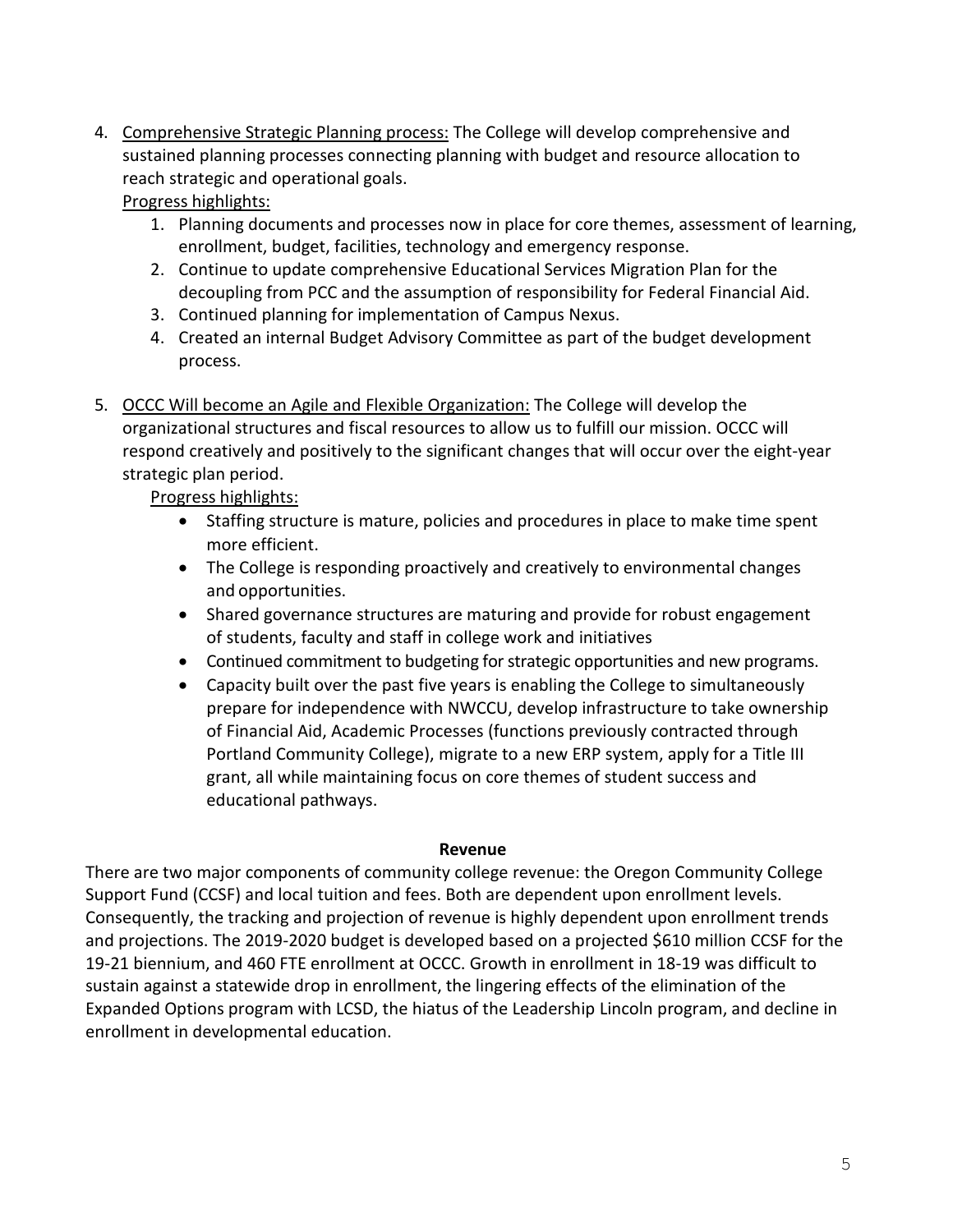4. Comprehensive Strategic Planning process: The College will develop comprehensive and sustained planning processes connecting planning with budget and resource allocation to reach strategic and operational goals.

   Progress highlights:

   1. Planning documents and processes now in place for core themes, assessment of learning, enrollment, budget, facilities, technology and emergency response.
   2. Continue to update comprehensive Educational Services Migration Plan for the decoupling from PCC and the assumption of responsibility for Federal Financial Aid.
   3. Continued planning for implementation of Campus Nexus.
   4. Created an internal Budget Advisory Committee as part of the budget development process.

5. OCCC Will become an Agile and Flexible Organization: The College will develop the organizational structures and fiscal resources to allow us to fulfill our mission. OCCC will respond creatively and positively to the significant changes that will occur over the eight-year strategic plan period.

   Progress highlights:

   - Staffing structure is mature, policies and procedures in place to make time spent more efficient.
   - The College is responding proactively and creatively to environmental changes and opportunities.
   - Shared governance structures are maturing and provide for robust engagement of students, faculty and staff in college work and initiatives
   - Continued commitment to budgeting for strategic opportunities and new programs.
   - Capacity built over the past five years is enabling the College to simultaneously prepare for independence with NWCCU, develop infrastructure to take ownership of Financial Aid, Academic Processes (functions previously contracted through Portland Community College), migrate to a new ERP system, apply for a Title III grant, all while maintaining focus on core themes of student success and educational pathways.

## Revenue

There are two major components of community college revenue: the Oregon Community College Support Fund (CCSF) and local tuition and fees. Both are dependent upon enrollment levels. Consequently, the tracking and projection of revenue is highly dependent upon enrollment trends and projections. The 2019-2020 budget is developed based on a projected $610 million CCSF for the 19-21 biennium, and 460 FTE enrollment at OCCC. Growth in enrollment in 18-19 was difficult to sustain against a statewide drop in enrollment, the lingering effects of the elimination of the Expanded Options program with LCSD, the hiatus of the Leadership Lincoln program, and decline in enrollment in developmental education.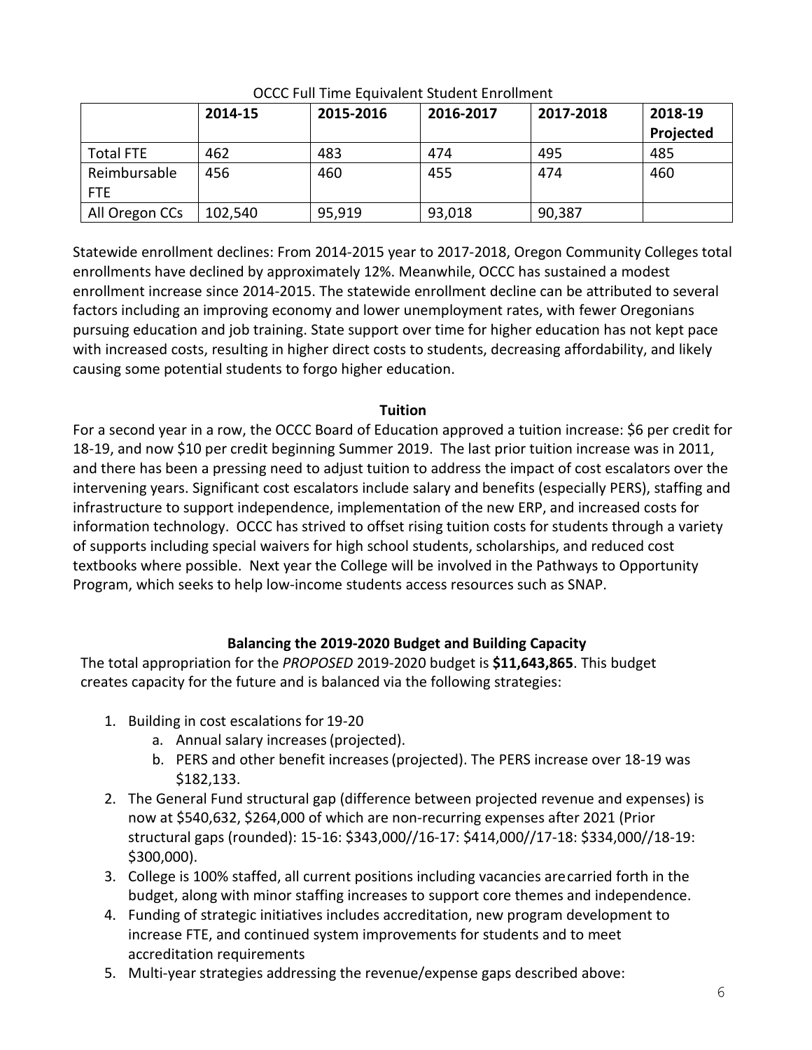OCCC Full Time Equivalent Student Enrollment

| | 2014-15 | 2015-2016 | 2016-2017 | 2017-2018 | 2018-19 Projected |
|---|---|---|---|---|---|
| Total FTE | 462 | 483 | 474 | 495 | 485 |
| Reimbursable FTE | 456 | 460 | 455 | 474 | 460 |
| All Oregon CCs | 102,540 | 95,919 | 93,018 | 90,387 | |

Statewide enrollment declines: From 2014-2015 year to 2017-2018, Oregon Community Colleges total enrollments have declined by approximately 12%. Meanwhile, OCCC has sustained a modest enrollment increase since 2014-2015. The statewide enrollment decline can be attributed to several factors including an improving economy and lower unemployment rates, with fewer Oregonians pursuing education and job training. State support over time for higher education has not kept pace with increased costs, resulting in higher direct costs to students, decreasing affordability, and likely causing some potential students to forgo higher education.

**Tuition**

For a second year in a row, the OCCC Board of Education approved a tuition increase: $6 per credit for 18-19, and now $10 per credit beginning Summer 2019. The last prior tuition increase was in 2011, and there has been a pressing need to adjust tuition to address the impact of cost escalators over the intervening years. Significant cost escalators include salary and benefits (especially PERS), staffing and infrastructure to support independence, implementation of the new ERP, and increased costs for information technology. OCCC has strived to offset rising tuition costs for students through a variety of supports including special waivers for high school students, scholarships, and reduced cost textbooks where possible. Next year the College will be involved in the Pathways to Opportunity Program, which seeks to help low-income students access resources such as SNAP.

**Balancing the 2019-2020 Budget and Building Capacity**

The total appropriation for the *PROPOSED* 2019-2020 budget is **$11,643,865**. This budget creates capacity for the future and is balanced via the following strategies:

1. Building in cost escalations for 19-20
   a. Annual salary increases (projected).
   b. PERS and other benefit increases (projected). The PERS increase over 18-19 was $182,133.
2. The General Fund structural gap (difference between projected revenue and expenses) is now at $540,632, $264,000 of which are non-recurring expenses after 2021 (Prior structural gaps (rounded): 15-16: $343,000//16-17: $414,000//17-18: $334,000//18-19: $300,000).
3. College is 100% staffed, all current positions including vacancies are carried forth in the budget, along with minor staffing increases to support core themes and independence.
4. Funding of strategic initiatives includes accreditation, new program development to increase FTE, and continued system improvements for students and to meet accreditation requirements
5. Multi-year strategies addressing the revenue/expense gaps described above: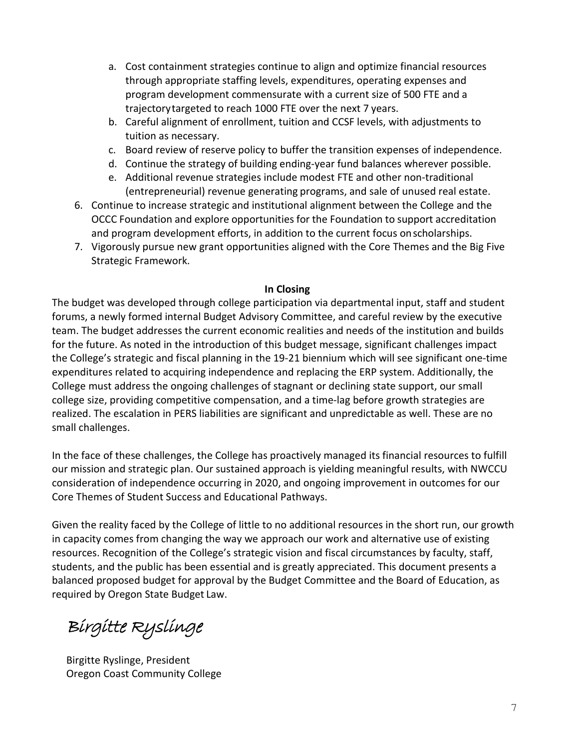a. Cost containment strategies continue to align and optimize financial resources through appropriate staffing levels, expenditures, operating expenses and program development commensurate with a current size of 500 FTE and a trajectory targeted to reach 1000 FTE over the next 7 years.
   b. Careful alignment of enrollment, tuition and CCSF levels, with adjustments to tuition as necessary.
   c. Board review of reserve policy to buffer the transition expenses of independence.
   d. Continue the strategy of building ending-year fund balances wherever possible.
   e. Additional revenue strategies include modest FTE and other non-traditional (entrepreneurial) revenue generating programs, and sale of unused real estate.
6. Continue to increase strategic and institutional alignment between the College and the OCCC Foundation and explore opportunities for the Foundation to support accreditation and program development efforts, in addition to the current focus on scholarships.
7. Vigorously pursue new grant opportunities aligned with the Core Themes and the Big Five Strategic Framework.

**In Closing**

The budget was developed through college participation via departmental input, staff and student forums, a newly formed internal Budget Advisory Committee, and careful review by the executive team. The budget addresses the current economic realities and needs of the institution and builds for the future. As noted in the introduction of this budget message, significant challenges impact the College's strategic and fiscal planning in the 19-21 biennium which will see significant one-time expenditures related to acquiring independence and replacing the ERP system. Additionally, the College must address the ongoing challenges of stagnant or declining state support, our small college size, providing competitive compensation, and a time-lag before growth strategies are realized. The escalation in PERS liabilities are significant and unpredictable as well. These are no small challenges.

In the face of these challenges, the College has proactively managed its financial resources to fulfill our mission and strategic plan. Our sustained approach is yielding meaningful results, with NWCCU consideration of independence occurring in 2020, and ongoing improvement in outcomes for our Core Themes of Student Success and Educational Pathways.

Given the reality faced by the College of little to no additional resources in the short run, our growth in capacity comes from changing the way we approach our work and alternative use of existing resources. Recognition of the College's strategic vision and fiscal circumstances by faculty, staff, students, and the public has been essential and is greatly appreciated. This document presents a balanced proposed budget for approval by the Budget Committee and the Board of Education, as required by Oregon State Budget Law.

*Birgitte Ryslinge*

Birgitte Ryslinge, President
Oregon Coast Community College